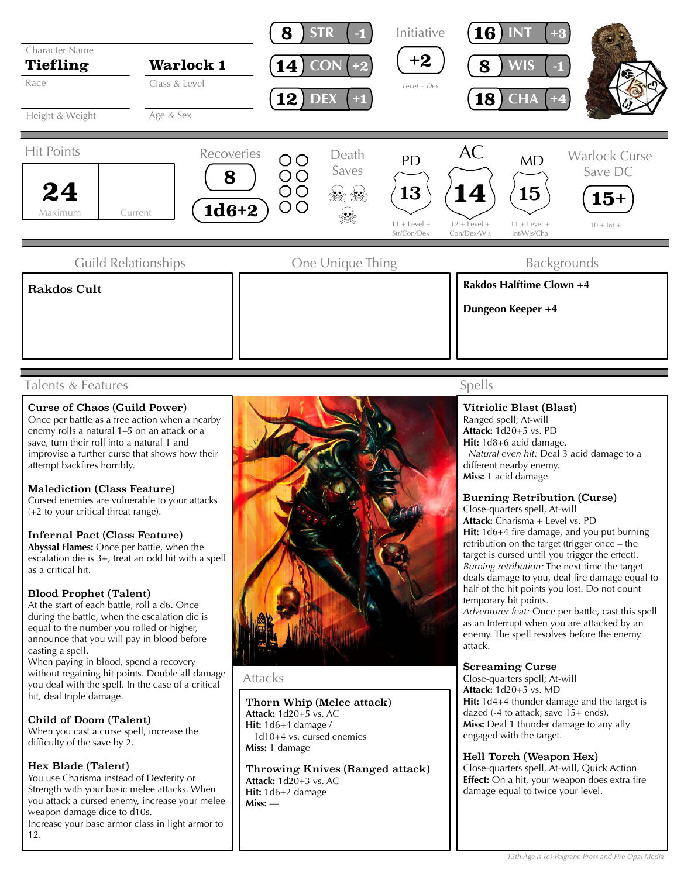Character Name

**Tiefling** | **Warlock 1**

Race | Class & Level

Height & Weight | Age & Sex

| Score | Ability | Mod |
|---|---|---|
| 8 | STR | -1 |
| 14 | CON | +2 |
| 12 | DEX | +1 |
| 16 | INT | +3 |
| 8 | WIS | -1 |
| 18 | CHA | +4 |

Initiative: **+2** (Level + Dex)

| Hit Points | Recoveries | Death Saves | PD | AC | MD | Warlock Curse Save DC |
|---|---|---|---|---|---|---|
| **24** Maximum / Current | **8** / **1d6+2** | | **13** (11 + Level + Str/Con/Dex) | **14** (12 + Level + Con/Dex/Wis) | **15** (11 + Level + Int/Wis/Cha) | **15+** (10 + Int +) |

## Guild Relationships

**Rakdos Cult**

## One Unique Thing

## Backgrounds

**Rakdos Halftime Clown +4**

**Dungeon Keeper +4**

## Talents & Features

**Curse of Chaos (Guild Power)**
Once per battle as a free action when a nearby enemy rolls a natural 1–5 on an attack or a save, turn their roll into a natural 1 and improvise a further curse that shows how their attempt backfires horribly.

**Malediction (Class Feature)**
Cursed enemies are vulnerable to your attacks (+2 to your critical threat range).

**Infernal Pact (Class Feature)**
**Abyssal Flames:** Once per battle, when the escalation die is 3+, treat an odd hit with a spell as a critical hit.

**Blood Prophet (Talent)**
At the start of each battle, roll a d6. Once during the battle, when the escalation die is equal to the number you rolled or higher, announce that you will pay in blood before casting a spell.
When paying in blood, spend a recovery without regaining hit points. Double all damage you deal with the spell. In the case of a critical hit, deal triple damage.

**Child of Doom (Talent)**
When you cast a curse spell, increase the difficulty of the save by 2.

**Hex Blade (Talent)**
You use Charisma instead of Dexterity or Strength with your basic melee attacks. When you attack a cursed enemy, increase your melee weapon damage dice to d10s.
Increase your base armor class in light armor to 12.

## Attacks

**Thorn Whip (Melee attack)**
**Attack:** 1d20+5 vs. AC
**Hit:** 1d6+4 damage /
1d10+4 vs. cursed enemies
**Miss:** 1 damage

**Throwing Knives (Ranged attack)**
**Attack:** 1d20+3 vs. AC
**Hit:** 1d6+2 damage
**Miss:** —

## Spells

**Vitriolic Blast (Blast)**
Ranged spell; At-will
**Attack:** 1d20+5 vs. PD
**Hit:** 1d8+6 acid damage.
*Natural even hit:* Deal 3 acid damage to a different nearby enemy.
**Miss:** 1 acid damage

**Burning Retribution (Curse)**
Close-quarters spell, At-will
**Attack:** Charisma + Level vs. PD
**Hit:** 1d6+4 fire damage, and you put burning retribution on the target (trigger once – the target is cursed until you trigger the effect).
*Burning retribution:* The next time the target deals damage to you, deal fire damage equal to half of the hit points you lost. Do not count temporary hit points.
*Adventurer feat:* Once per battle, cast this spell as an Interrupt when you are attacked by an enemy. The spell resolves before the enemy attack.

**Screaming Curse**
Close-quarters spell; At-will
**Attack:** 1d20+5 vs. MD
**Hit:** 1d4+4 thunder damage and the target is dazed (-4 to attack; save 15+ ends).
**Miss:** Deal 1 thunder damage to any ally engaged with the target.

**Hell Torch (Weapon Hex)**
Close-quarters spell, At-will, Quick Action
**Effect:** On a hit, your weapon does extra fire damage equal to twice your level.

*13th Age is (c) Pelgrane Press and Fire Opal Media*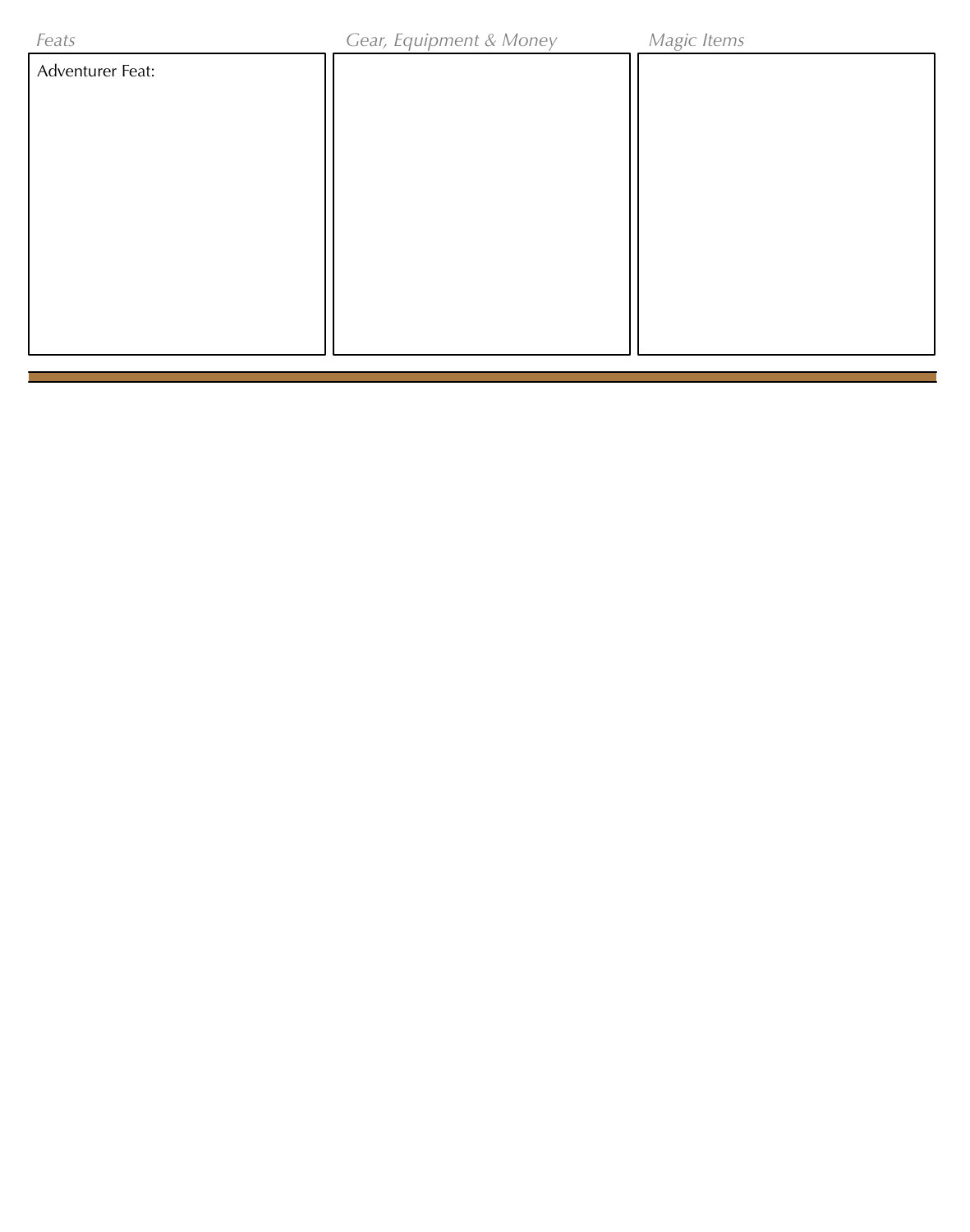*Feats*

Adventurer Feat:

*Gear, Equipment & Money*

*Magic Items*